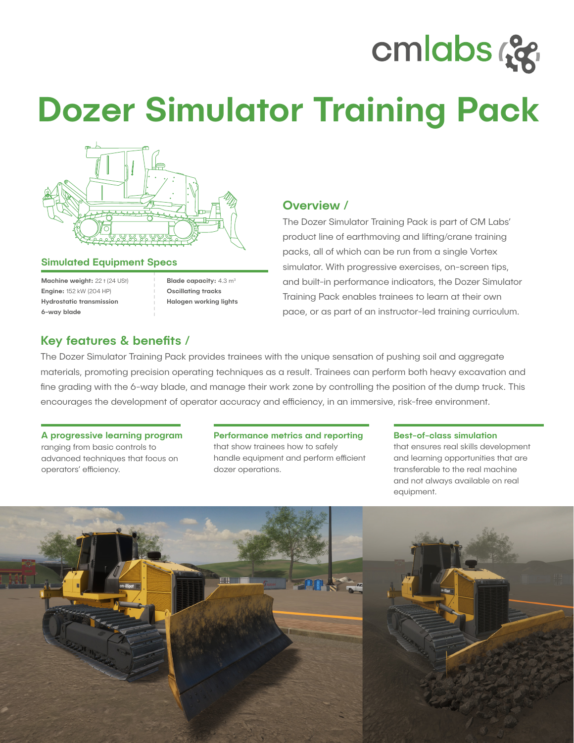cmlabs

# Dozer Simulator Training Pack

## Simulated Equipment Specs

**Machine weight:** 22 t (24 USt)
**Engine:** 152 kW (204 HP)
**Hydrostatic transmission**
**6-way blade**

**Blade capacity:** 4.3 m³
**Oscillating tracks**
**Halogen working lights**

## Overview /

The Dozer Simulator Training Pack is part of CM Labs' product line of earthmoving and lifting/crane training packs, all of which can be run from a single Vortex simulator. With progressive exercises, on-screen tips, and built-in performance indicators, the Dozer Simulator Training Pack enables trainees to learn at their own pace, or as part of an instructor-led training curriculum.

## Key features & benefits /

The Dozer Simulator Training Pack provides trainees with the unique sensation of pushing soil and aggregate materials, promoting precision operating techniques as a result. Trainees can perform both heavy excavation and fine grading with the 6-way blade, and manage their work zone by controlling the position of the dump truck. This encourages the development of operator accuracy and efficiency, in an immersive, risk-free environment.

### A progressive learning program

ranging from basic controls to advanced techniques that focus on operators' efficiency.

### Performance metrics and reporting

that show trainees how to safely handle equipment and perform efficient dozer operations.

### Best-of-class simulation

that ensures real skills development and learning opportunities that are transferable to the real machine and not always available on real equipment.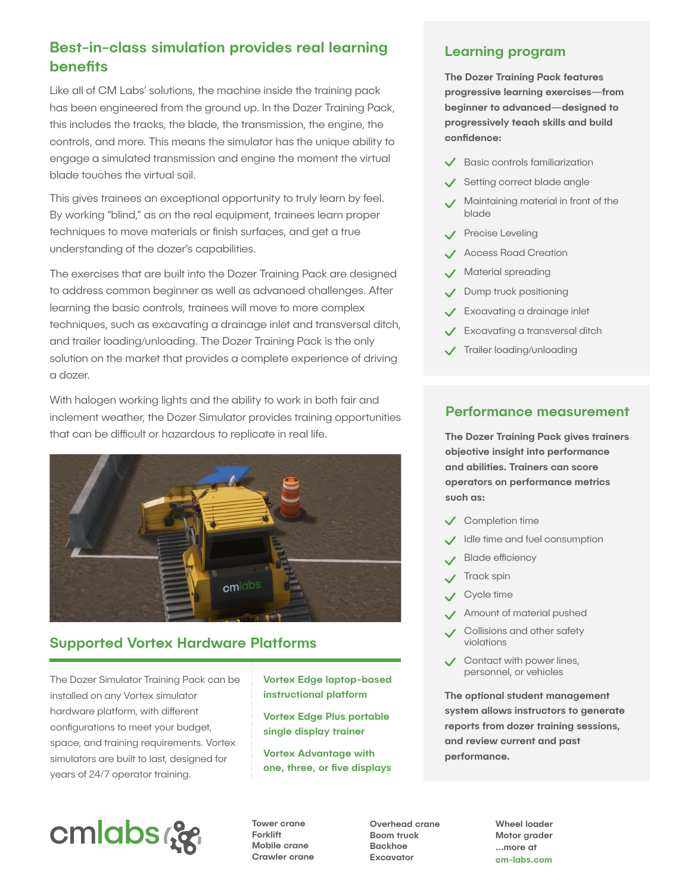## Best-in-class simulation provides real learning benefits

Like all of CM Labs' solutions, the machine inside the training pack has been engineered from the ground up. In the Dozer Training Pack, this includes the tracks, the blade, the transmission, the engine, the controls, and more. This means the simulator has the unique ability to engage a simulated transmission and engine the moment the virtual blade touches the virtual soil.

This gives trainees an exceptional opportunity to truly learn by feel. By working "blind," as on the real equipment, trainees learn proper techniques to move materials or finish surfaces, and get a true understanding of the dozer's capabilities.

The exercises that are built into the Dozer Training Pack are designed to address common beginner as well as advanced challenges. After learning the basic controls, trainees will move to more complex techniques, such as excavating a drainage inlet and transversal ditch, and trailer loading/unloading. The Dozer Training Pack is the only solution on the market that provides a complete experience of driving a dozer.

With halogen working lights and the ability to work in both fair and inclement weather, the Dozer Simulator provides training opportunities that can be difficult or hazardous to replicate in real life.

## Supported Vortex Hardware Platforms

The Dozer Simulator Training Pack can be installed on any Vortex simulator hardware platform, with different configurations to meet your budget, space, and training requirements. Vortex simulators are built to last, designed for years of 24/7 operator training.

**Vortex Edge laptop-based instructional platform**

**Vortex Edge Plus portable single display trainer**

**Vortex Advantage with one, three, or five displays**

## Learning program

**The Dozer Training Pack features progressive learning exercises—from beginner to advanced—designed to progressively teach skills and build confidence:**

- Basic controls familiarization
- Setting correct blade angle
- Maintaining material in front of the blade
- Precise Leveling
- Access Road Creation
- Material spreading
- Dump truck positioning
- Excavating a drainage inlet
- Excavating a transversal ditch
- Trailer loading/unloading

## Performance measurement

**The Dozer Training Pack gives trainers objective insight into performance and abilities. Trainers can score operators on performance metrics such as:**

- Completion time
- Idle time and fuel consumption
- Blade efficiency
- Track spin
- Cycle time
- Amount of material pushed
- Collisions and other safety violations
- Contact with power lines, personnel, or vehicles

**The optional student management system allows instructors to generate reports from dozer training sessions, and review current and past performance.**

cmlabs

**Tower crane**
**Forklift**
**Mobile crane**
**Crawler crane**
**Overhead crane**
**Boom truck**
**Backhoe**
**Excavator**
**Wheel loader**
**Motor grader**
**...more at**
**cm-labs.com**